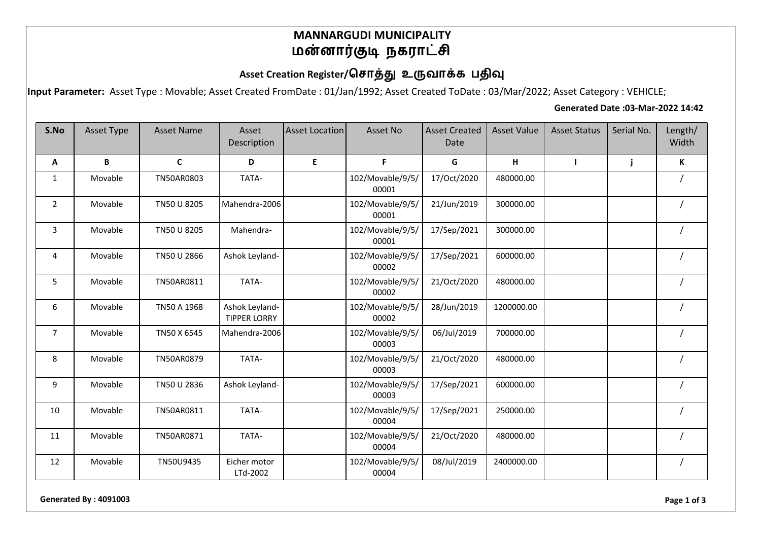# MANNARGUDI MUNICIPALITY
# மன்னார்குடி நகராட்சி

## Asset Creation Register/சொத்து உருவாக்க பதிவு

**Input Parameter:** Asset Type : Movable; Asset Created FromDate : 01/Jan/1992; Asset Created ToDate : 03/Mar/2022; Asset Category : VEHICLE;

**Generated Date :03-Mar-2022 14:42**

| S.No | Asset Type | Asset Name | Asset Description | Asset Location | Asset No | Asset Created Date | Asset Value | Asset Status | Serial No. | Length/ Width |
|---|---|---|---|---|---|---|---|---|---|---|
| A | B | C | D | E | F | G | H | I | j | K |
| 1 | Movable | TN50AR0803 | TATA- | | 102/Movable/9/5/00001 | 17/Oct/2020 | 480000.00 | | | / |
| 2 | Movable | TN50 U 8205 | Mahendra-2006 | | 102/Movable/9/5/00001 | 21/Jun/2019 | 300000.00 | | | / |
| 3 | Movable | TN50 U 8205 | Mahendra- | | 102/Movable/9/5/00001 | 17/Sep/2021 | 300000.00 | | | / |
| 4 | Movable | TN50 U 2866 | Ashok Leyland- | | 102/Movable/9/5/00002 | 17/Sep/2021 | 600000.00 | | | / |
| 5 | Movable | TN50AR0811 | TATA- | | 102/Movable/9/5/00002 | 21/Oct/2020 | 480000.00 | | | / |
| 6 | Movable | TN50 A 1968 | Ashok Leyland-TIPPER LORRY | | 102/Movable/9/5/00002 | 28/Jun/2019 | 1200000.00 | | | / |
| 7 | Movable | TN50 X 6545 | Mahendra-2006 | | 102/Movable/9/5/00003 | 06/Jul/2019 | 700000.00 | | | / |
| 8 | Movable | TN50AR0879 | TATA- | | 102/Movable/9/5/00003 | 21/Oct/2020 | 480000.00 | | | / |
| 9 | Movable | TN50 U 2836 | Ashok Leyland- | | 102/Movable/9/5/00003 | 17/Sep/2021 | 600000.00 | | | / |
| 10 | Movable | TN50AR0811 | TATA- | | 102/Movable/9/5/00004 | 17/Sep/2021 | 250000.00 | | | / |
| 11 | Movable | TN50AR0871 | TATA- | | 102/Movable/9/5/00004 | 21/Oct/2020 | 480000.00 | | | / |
| 12 | Movable | TN50U9435 | Eicher motor LTd-2002 | | 102/Movable/9/5/00004 | 08/Jul/2019 | 2400000.00 | | | / |

**Generated By : 4091003**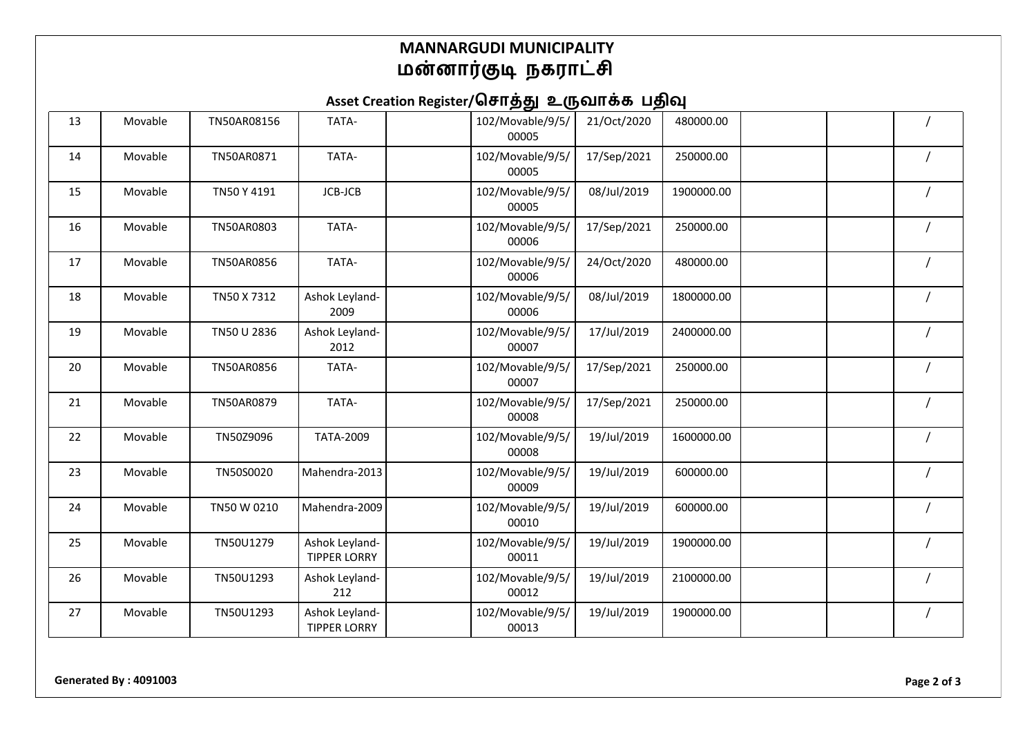# MANNARGUDI MUNICIPALITY
# மன்னார்குடி நகராட்சி

## Asset Creation Register/சொத்து உருவாக்க பதிவு

| | | | | | | | | | | |
|---|---|---|---|---|---|---|---|---|---|---|
| 13 | Movable | TN50AR08156 | TATA- | | 102/Movable/9/5/00005 | 21/Oct/2020 | 480000.00 | | | / |
| 14 | Movable | TN50AR0871 | TATA- | | 102/Movable/9/5/00005 | 17/Sep/2021 | 250000.00 | | | / |
| 15 | Movable | TN50 Y 4191 | JCB-JCB | | 102/Movable/9/5/00005 | 08/Jul/2019 | 1900000.00 | | | / |
| 16 | Movable | TN50AR0803 | TATA- | | 102/Movable/9/5/00006 | 17/Sep/2021 | 250000.00 | | | / |
| 17 | Movable | TN50AR0856 | TATA- | | 102/Movable/9/5/00006 | 24/Oct/2020 | 480000.00 | | | / |
| 18 | Movable | TN50 X 7312 | Ashok Leyland-2009 | | 102/Movable/9/5/00006 | 08/Jul/2019 | 1800000.00 | | | / |
| 19 | Movable | TN50 U 2836 | Ashok Leyland-2012 | | 102/Movable/9/5/00007 | 17/Jul/2019 | 2400000.00 | | | / |
| 20 | Movable | TN50AR0856 | TATA- | | 102/Movable/9/5/00007 | 17/Sep/2021 | 250000.00 | | | / |
| 21 | Movable | TN50AR0879 | TATA- | | 102/Movable/9/5/00008 | 17/Sep/2021 | 250000.00 | | | / |
| 22 | Movable | TN50Z9096 | TATA-2009 | | 102/Movable/9/5/00008 | 19/Jul/2019 | 1600000.00 | | | / |
| 23 | Movable | TN50S0020 | Mahendra-2013 | | 102/Movable/9/5/00009 | 19/Jul/2019 | 600000.00 | | | / |
| 24 | Movable | TN50 W 0210 | Mahendra-2009 | | 102/Movable/9/5/00010 | 19/Jul/2019 | 600000.00 | | | / |
| 25 | Movable | TN50U1279 | Ashok Leyland-TIPPER LORRY | | 102/Movable/9/5/00011 | 19/Jul/2019 | 1900000.00 | | | / |
| 26 | Movable | TN50U1293 | Ashok Leyland-212 | | 102/Movable/9/5/00012 | 19/Jul/2019 | 2100000.00 | | | / |
| 27 | Movable | TN50U1293 | Ashok Leyland-TIPPER LORRY | | 102/Movable/9/5/00013 | 19/Jul/2019 | 1900000.00 | | | / |

**Generated By : 4091003**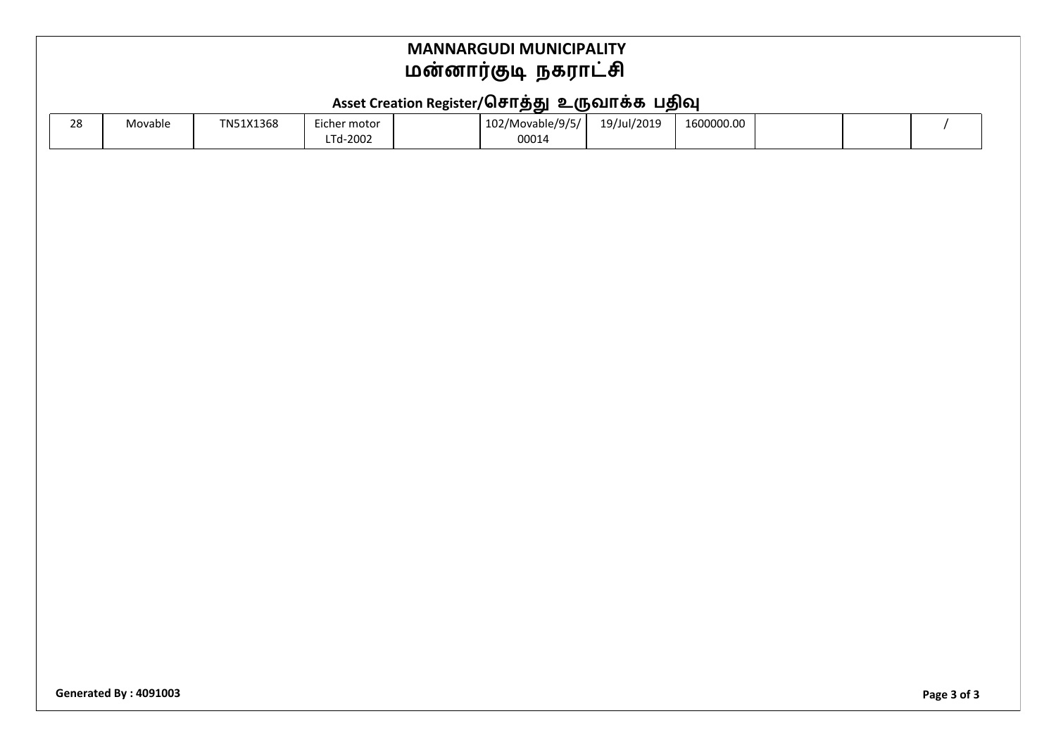# MANNARGUDI MUNICIPALITY
# மன்னார்குடி நகராட்சி

## Asset Creation Register/சொத்து உருவாக்க பதிவு

| | | | | | | | | | | |
|---|---|---|---|---|---|---|---|---|---|---|
| 28 | Movable | TN51X1368 | Eicher motor LTd-2002 | | 102/Movable/9/5/00014 | 19/Jul/2019 | 1600000.00 | | | / |

**Generated By : 4091003**